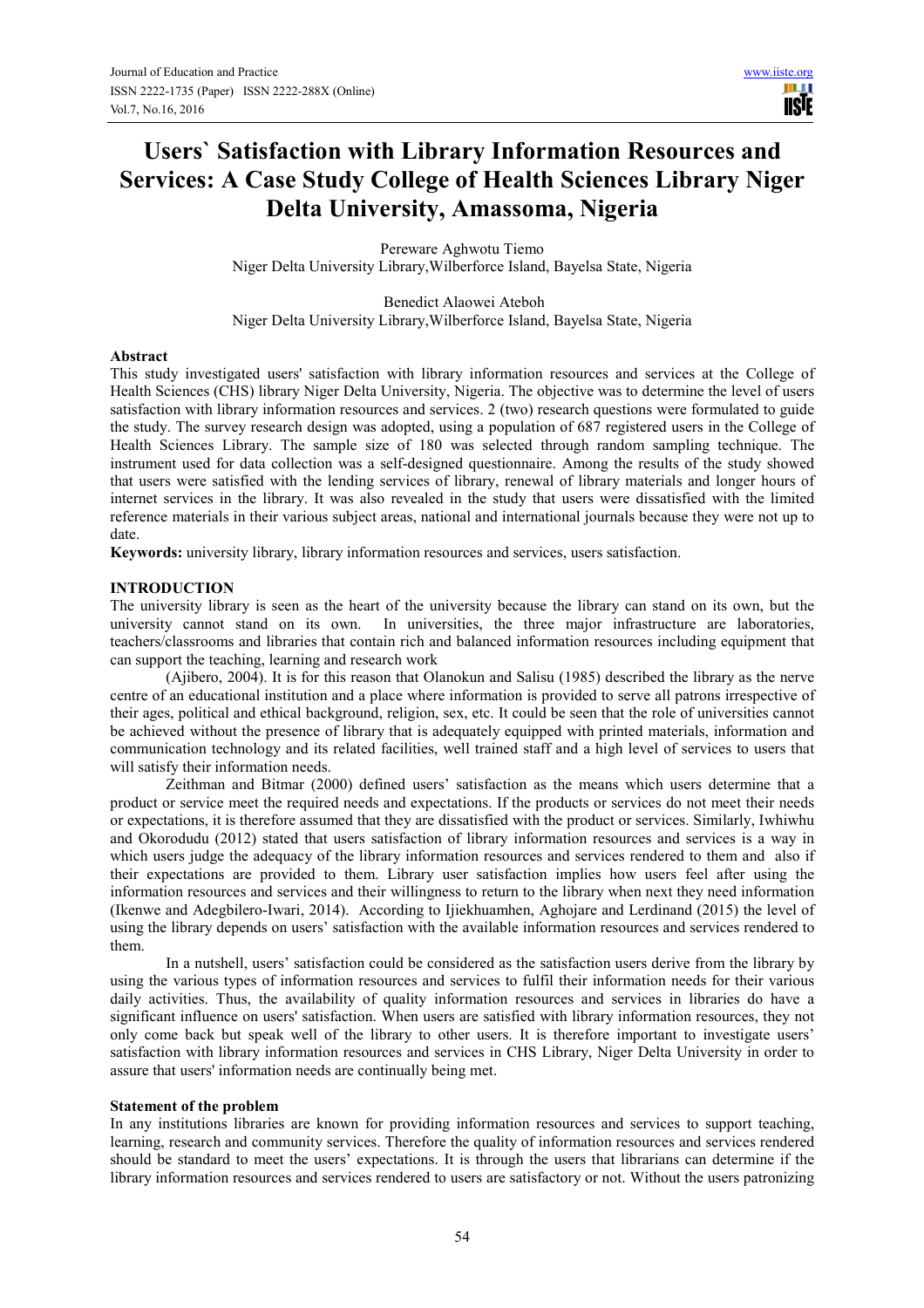# Users` Satisfaction with Library Information Resources and Services: A Case Study College of Health Sciences Library Niger Delta University, Amassoma, Nigeria

Pereware Aghwotu Tiemo
Niger Delta University Library,Wilberforce Island, Bayelsa State, Nigeria

Benedict Alaowei Ateboh
Niger Delta University Library,Wilberforce Island, Bayelsa State, Nigeria

## Abstract

This study investigated users' satisfaction with library information resources and services at the College of Health Sciences (CHS) library Niger Delta University, Nigeria. The objective was to determine the level of users satisfaction with library information resources and services. 2 (two) research questions were formulated to guide the study. The survey research design was adopted, using a population of 687 registered users in the College of Health Sciences Library. The sample size of 180 was selected through random sampling technique. The instrument used for data collection was a self-designed questionnaire. Among the results of the study showed that users were satisfied with the lending services of library, renewal of library materials and longer hours of internet services in the library. It was also revealed in the study that users were dissatisfied with the limited reference materials in their various subject areas, national and international journals because they were not up to date.

**Keywords:** university library, library information resources and services, users satisfaction.

## INTRODUCTION

The university library is seen as the heart of the university because the library can stand on its own, but the university cannot stand on its own. In universities, the three major infrastructure are laboratories, teachers/classrooms and libraries that contain rich and balanced information resources including equipment that can support the teaching, learning and research work

(Ajibero, 2004). It is for this reason that Olanokun and Salisu (1985) described the library as the nerve centre of an educational institution and a place where information is provided to serve all patrons irrespective of their ages, political and ethical background, religion, sex, etc. It could be seen that the role of universities cannot be achieved without the presence of library that is adequately equipped with printed materials, information and communication technology and its related facilities, well trained staff and a high level of services to users that will satisfy their information needs.

Zeithman and Bitmar (2000) defined users' satisfaction as the means which users determine that a product or service meet the required needs and expectations. If the products or services do not meet their needs or expectations, it is therefore assumed that they are dissatisfied with the product or services. Similarly, Iwhiwhu and Okorodudu (2012) stated that users satisfaction of library information resources and services is a way in which users judge the adequacy of the library information resources and services rendered to them and also if their expectations are provided to them. Library user satisfaction implies how users feel after using the information resources and services and their willingness to return to the library when next they need information (Ikenwe and Adegbilero-Iwari, 2014). According to Ijiekhuamhen, Aghojare and Lerdinand (2015) the level of using the library depends on users' satisfaction with the available information resources and services rendered to them.

In a nutshell, users' satisfaction could be considered as the satisfaction users derive from the library by using the various types of information resources and services to fulfil their information needs for their various daily activities. Thus, the availability of quality information resources and services in libraries do have a significant influence on users' satisfaction. When users are satisfied with library information resources, they not only come back but speak well of the library to other users. It is therefore important to investigate users' satisfaction with library information resources and services in CHS Library, Niger Delta University in order to assure that users' information needs are continually being met.

### Statement of the problem

In any institutions libraries are known for providing information resources and services to support teaching, learning, research and community services. Therefore the quality of information resources and services rendered should be standard to meet the users' expectations. It is through the users that librarians can determine if the library information resources and services rendered to users are satisfactory or not. Without the users patronizing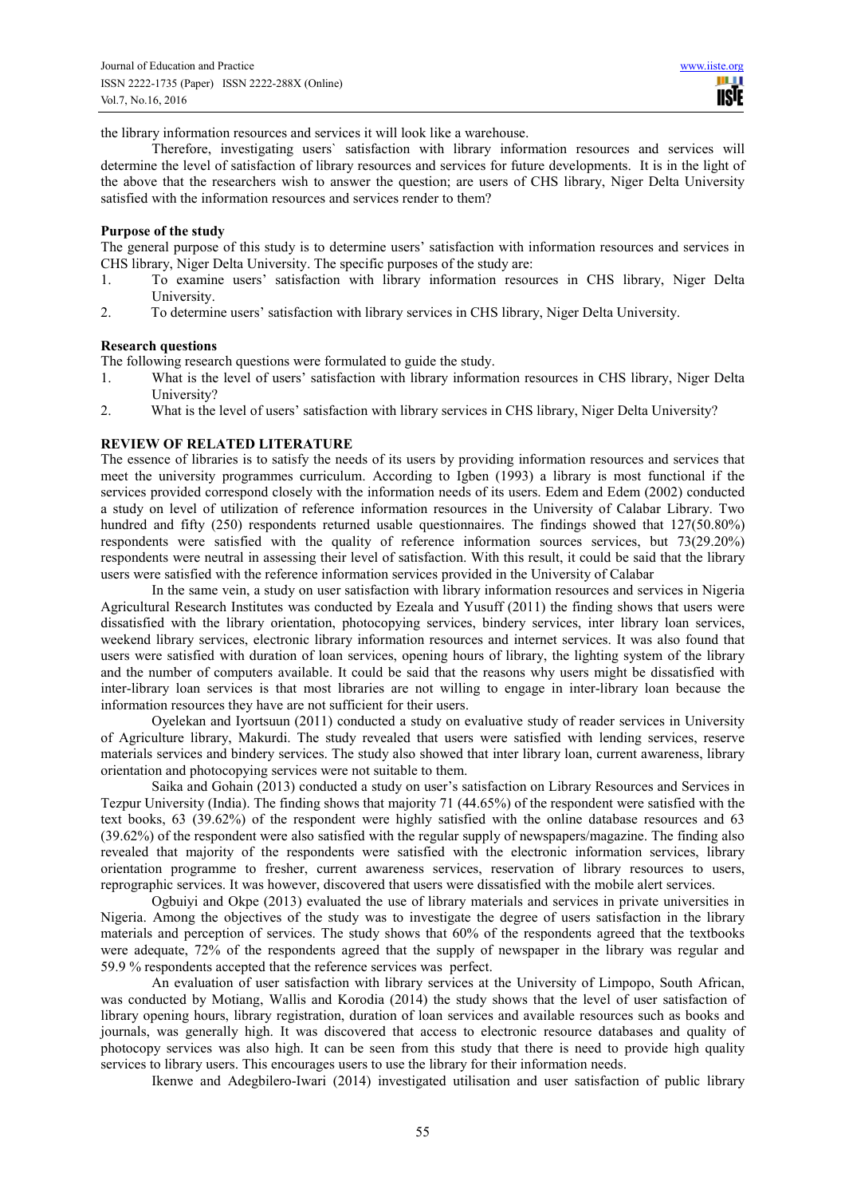the library information resources and services it will look like a warehouse.

Therefore, investigating users` satisfaction with library information resources and services will determine the level of satisfaction of library resources and services for future developments. It is in the light of the above that the researchers wish to answer the question; are users of CHS library, Niger Delta University satisfied with the information resources and services render to them?

**Purpose of the study**

The general purpose of this study is to determine users' satisfaction with information resources and services in CHS library, Niger Delta University. The specific purposes of the study are:

1. To examine users' satisfaction with library information resources in CHS library, Niger Delta University.
2. To determine users' satisfaction with library services in CHS library, Niger Delta University.

**Research questions**

The following research questions were formulated to guide the study.

1. What is the level of users' satisfaction with library information resources in CHS library, Niger Delta University?
2. What is the level of users' satisfaction with library services in CHS library, Niger Delta University?

## REVIEW OF RELATED LITERATURE

The essence of libraries is to satisfy the needs of its users by providing information resources and services that meet the university programmes curriculum. According to Igben (1993) a library is most functional if the services provided correspond closely with the information needs of its users. Edem and Edem (2002) conducted a study on level of utilization of reference information resources in the University of Calabar Library. Two hundred and fifty (250) respondents returned usable questionnaires. The findings showed that 127(50.80%) respondents were satisfied with the quality of reference information sources services, but 73(29.20%) respondents were neutral in assessing their level of satisfaction. With this result, it could be said that the library users were satisfied with the reference information services provided in the University of Calabar

In the same vein, a study on user satisfaction with library information resources and services in Nigeria Agricultural Research Institutes was conducted by Ezeala and Yusuff (2011) the finding shows that users were dissatisfied with the library orientation, photocopying services, bindery services, inter library loan services, weekend library services, electronic library information resources and internet services. It was also found that users were satisfied with duration of loan services, opening hours of library, the lighting system of the library and the number of computers available. It could be said that the reasons why users might be dissatisfied with inter-library loan services is that most libraries are not willing to engage in inter-library loan because the information resources they have are not sufficient for their users.

Oyelekan and Iyortsuun (2011) conducted a study on evaluative study of reader services in University of Agriculture library, Makurdi. The study revealed that users were satisfied with lending services, reserve materials services and bindery services. The study also showed that inter library loan, current awareness, library orientation and photocopying services were not suitable to them.

Saika and Gohain (2013) conducted a study on user's satisfaction on Library Resources and Services in Tezpur University (India). The finding shows that majority 71 (44.65%) of the respondent were satisfied with the text books, 63 (39.62%) of the respondent were highly satisfied with the online database resources and 63 (39.62%) of the respondent were also satisfied with the regular supply of newspapers/magazine. The finding also revealed that majority of the respondents were satisfied with the electronic information services, library orientation programme to fresher, current awareness services, reservation of library resources to users, reprographic services. It was however, discovered that users were dissatisfied with the mobile alert services.

Ogbuiyi and Okpe (2013) evaluated the use of library materials and services in private universities in Nigeria. Among the objectives of the study was to investigate the degree of users satisfaction in the library materials and perception of services. The study shows that 60% of the respondents agreed that the textbooks were adequate, 72% of the respondents agreed that the supply of newspaper in the library was regular and 59.9 % respondents accepted that the reference services was perfect.

An evaluation of user satisfaction with library services at the University of Limpopo, South African, was conducted by Motiang, Wallis and Korodia (2014) the study shows that the level of user satisfaction of library opening hours, library registration, duration of loan services and available resources such as books and journals, was generally high. It was discovered that access to electronic resource databases and quality of photocopy services was also high. It can be seen from this study that there is need to provide high quality services to library users. This encourages users to use the library for their information needs.

Ikenwe and Adegbilero-Iwari (2014) investigated utilisation and user satisfaction of public library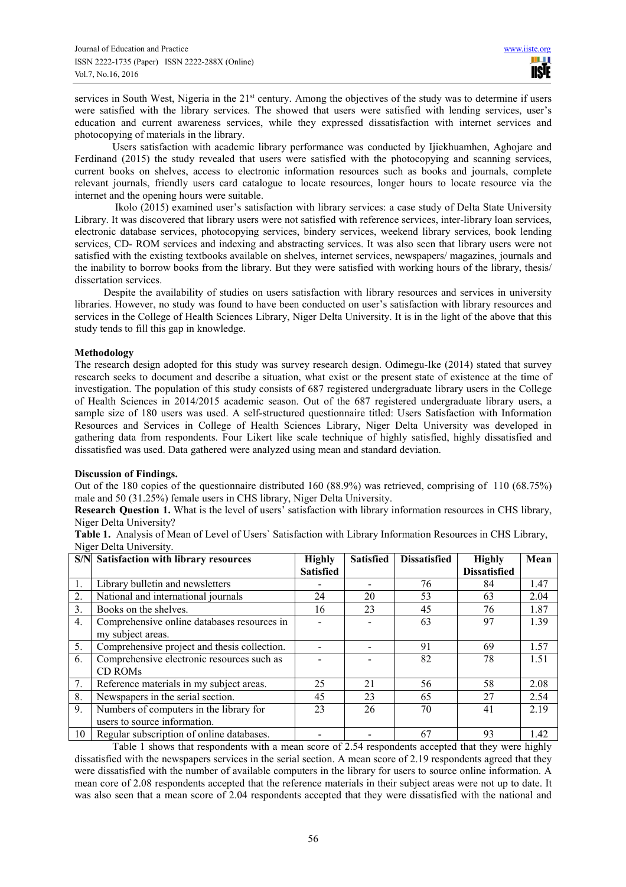services in South West, Nigeria in the 21st century. Among the objectives of the study was to determine if users were satisfied with the library services. The showed that users were satisfied with lending services, user's education and current awareness services, while they expressed dissatisfaction with internet services and photocopying of materials in the library.

Users satisfaction with academic library performance was conducted by Ijiekhuamhen, Aghojare and Ferdinand (2015) the study revealed that users were satisfied with the photocopying and scanning services, current books on shelves, access to electronic information resources such as books and journals, complete relevant journals, friendly users card catalogue to locate resources, longer hours to locate resource via the internet and the opening hours were suitable.

Ikolo (2015) examined user's satisfaction with library services: a case study of Delta State University Library. It was discovered that library users were not satisfied with reference services, inter-library loan services, electronic database services, photocopying services, bindery services, weekend library services, book lending services, CD- ROM services and indexing and abstracting services. It was also seen that library users were not satisfied with the existing textbooks available on shelves, internet services, newspapers/ magazines, journals and the inability to borrow books from the library. But they were satisfied with working hours of the library, thesis/ dissertation services.

Despite the availability of studies on users satisfaction with library resources and services in university libraries. However, no study was found to have been conducted on user's satisfaction with library resources and services in the College of Health Sciences Library, Niger Delta University. It is in the light of the above that this study tends to fill this gap in knowledge.

**Methodology**

The research design adopted for this study was survey research design. Odimegu-Ike (2014) stated that survey research seeks to document and describe a situation, what exist or the present state of existence at the time of investigation. The population of this study consists of 687 registered undergraduate library users in the College of Health Sciences in 2014/2015 academic season. Out of the 687 registered undergraduate library users, a sample size of 180 users was used. A self-structured questionnaire titled: Users Satisfaction with Information Resources and Services in College of Health Sciences Library, Niger Delta University was developed in gathering data from respondents. Four Likert like scale technique of highly satisfied, highly dissatisfied and dissatisfied was used. Data gathered were analyzed using mean and standard deviation.

**Discussion of Findings.**

Out of the 180 copies of the questionnaire distributed 160 (88.9%) was retrieved, comprising of 110 (68.75%) male and 50 (31.25%) female users in CHS library, Niger Delta University.

**Research Question 1.** What is the level of users' satisfaction with library information resources in CHS library, Niger Delta University?

**Table 1.** Analysis of Mean of Level of Users` Satisfaction with Library Information Resources in CHS Library, Niger Delta University.

| S/N | Satisfaction with library resources | Highly Satisfied | Satisfied | Dissatisfied | Highly Dissatisfied | Mean |
|---|---|---|---|---|---|---|
| 1. | Library bulletin and newsletters | - | - | 76 | 84 | 1.47 |
| 2. | National and international journals | 24 | 20 | 53 | 63 | 2.04 |
| 3. | Books on the shelves. | 16 | 23 | 45 | 76 | 1.87 |
| 4. | Comprehensive online databases resources in my subject areas. | - | - | 63 | 97 | 1.39 |
| 5. | Comprehensive project and thesis collection. | - | - | 91 | 69 | 1.57 |
| 6. | Comprehensive electronic resources such as CD ROMs | - | - | 82 | 78 | 1.51 |
| 7. | Reference materials in my subject areas. | 25 | 21 | 56 | 58 | 2.08 |
| 8. | Newspapers in the serial section. | 45 | 23 | 65 | 27 | 2.54 |
| 9. | Numbers of computers in the library for users to source information. | 23 | 26 | 70 | 41 | 2.19 |
| 10 | Regular subscription of online databases. | - | - | 67 | 93 | 1.42 |

Table 1 shows that respondents with a mean score of 2.54 respondents accepted that they were highly dissatisfied with the newspapers services in the serial section. A mean score of 2.19 respondents agreed that they were dissatisfied with the number of available computers in the library for users to source online information. A mean core of 2.08 respondents accepted that the reference materials in their subject areas were not up to date. It was also seen that a mean score of 2.04 respondents accepted that they were dissatisfied with the national and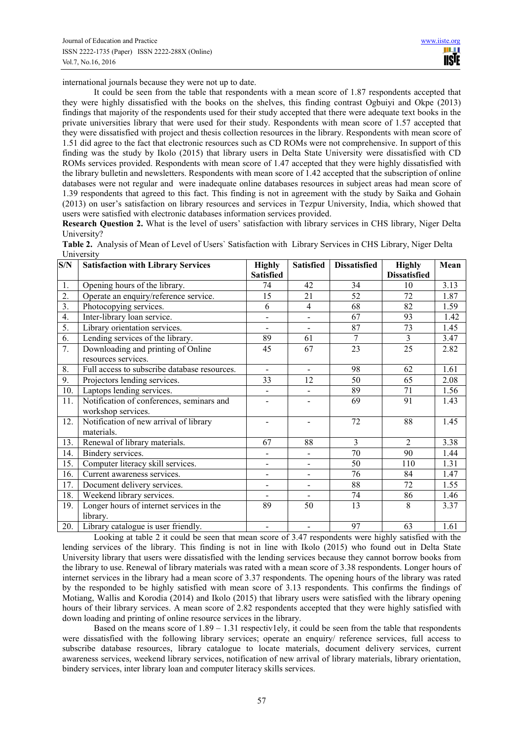international journals because they were not up to date.

It could be seen from the table that respondents with a mean score of 1.87 respondents accepted that they were highly dissatisfied with the books on the shelves, this finding contrast Ogbuiyi and Okpe (2013) findings that majority of the respondents used for their study accepted that there were adequate text books in the private universities library that were used for their study. Respondents with mean score of 1.57 accepted that they were dissatisfied with project and thesis collection resources in the library. Respondents with mean score of 1.51 did agree to the fact that electronic resources such as CD ROMs were not comprehensive. In support of this finding was the study by Ikolo (2015) that library users in Delta State University were dissatisfied with CD ROMs services provided. Respondents with mean score of 1.47 accepted that they were highly dissatisfied with the library bulletin and newsletters. Respondents with mean score of 1.42 accepted that the subscription of online databases were not regular and were inadequate online databases resources in subject areas had mean score of 1.39 respondents that agreed to this fact. This finding is not in agreement with the study by Saika and Gohain (2013) on user's satisfaction on library resources and services in Tezpur University, India, which showed that users were satisfied with electronic databases information services provided.

**Research Question 2.** What is the level of users' satisfaction with library services in CHS library, Niger Delta University?

**Table 2.** Analysis of Mean of Level of Users` Satisfaction with Library Services in CHS Library, Niger Delta University

| S/N | Satisfaction with Library Services | Highly Satisfied | Satisfied | Dissatisfied | Highly Dissatisfied | Mean |
|---|---|---|---|---|---|---|
| 1. | Opening hours of the library. | 74 | 42 | 34 | 10 | 3.13 |
| 2. | Operate an enquiry/reference service. | 15 | 21 | 52 | 72 | 1.87 |
| 3. | Photocopying services. | 6 | 4 | 68 | 82 | 1.59 |
| 4. | Inter-library loan service. | - | - | 67 | 93 | 1.42 |
| 5. | Library orientation services. | - | - | 87 | 73 | 1.45 |
| 6. | Lending services of the library. | 89 | 61 | 7 | 3 | 3.47 |
| 7. | Downloading and printing of Online resources services. | 45 | 67 | 23 | 25 | 2.82 |
| 8. | Full access to subscribe database resources. | - | - | 98 | 62 | 1.61 |
| 9. | Projectors lending services. | 33 | 12 | 50 | 65 | 2.08 |
| 10. | Laptops lending services. | - | - | 89 | 71 | 1.56 |
| 11. | Notification of conferences, seminars and workshop services. | - | - | 69 | 91 | 1.43 |
| 12. | Notification of new arrival of library materials. | - | - | 72 | 88 | 1.45 |
| 13. | Renewal of library materials. | 67 | 88 | 3 | 2 | 3.38 |
| 14. | Bindery services. | - | - | 70 | 90 | 1.44 |
| 15. | Computer literacy skill services. | - | - | 50 | 110 | 1.31 |
| 16. | Current awareness services. | - | - | 76 | 84 | 1.47 |
| 17. | Document delivery services. | - | - | 88 | 72 | 1.55 |
| 18. | Weekend library services. | - | - | 74 | 86 | 1.46 |
| 19. | Longer hours of internet services in the library. | 89 | 50 | 13 | 8 | 3.37 |
| 20. | Library catalogue is user friendly. | - | - | 97 | 63 | 1.61 |

Looking at table 2 it could be seen that mean score of 3.47 respondents were highly satisfied with the lending services of the library. This finding is not in line with Ikolo (2015) who found out in Delta State University library that users were dissatisfied with the lending services because they cannot borrow books from the library to use. Renewal of library materials was rated with a mean score of 3.38 respondents. Longer hours of internet services in the library had a mean score of 3.37 respondents. The opening hours of the library was rated by the responded to be highly satisfied with mean score of 3.13 respondents. This confirms the findings of Motiang, Wallis and Korodia (2014) and Ikolo (2015) that library users were satisfied with the library opening hours of their library services. A mean score of 2.82 respondents accepted that they were highly satisfied with down loading and printing of online resource services in the library.

Based on the means score of 1.89 – 1.31 respectiv1ely, it could be seen from the table that respondents were dissatisfied with the following library services; operate an enquiry/ reference services, full access to subscribe database resources, library catalogue to locate materials, document delivery services, current awareness services, weekend library services, notification of new arrival of library materials, library orientation, bindery services, inter library loan and computer literacy skills services.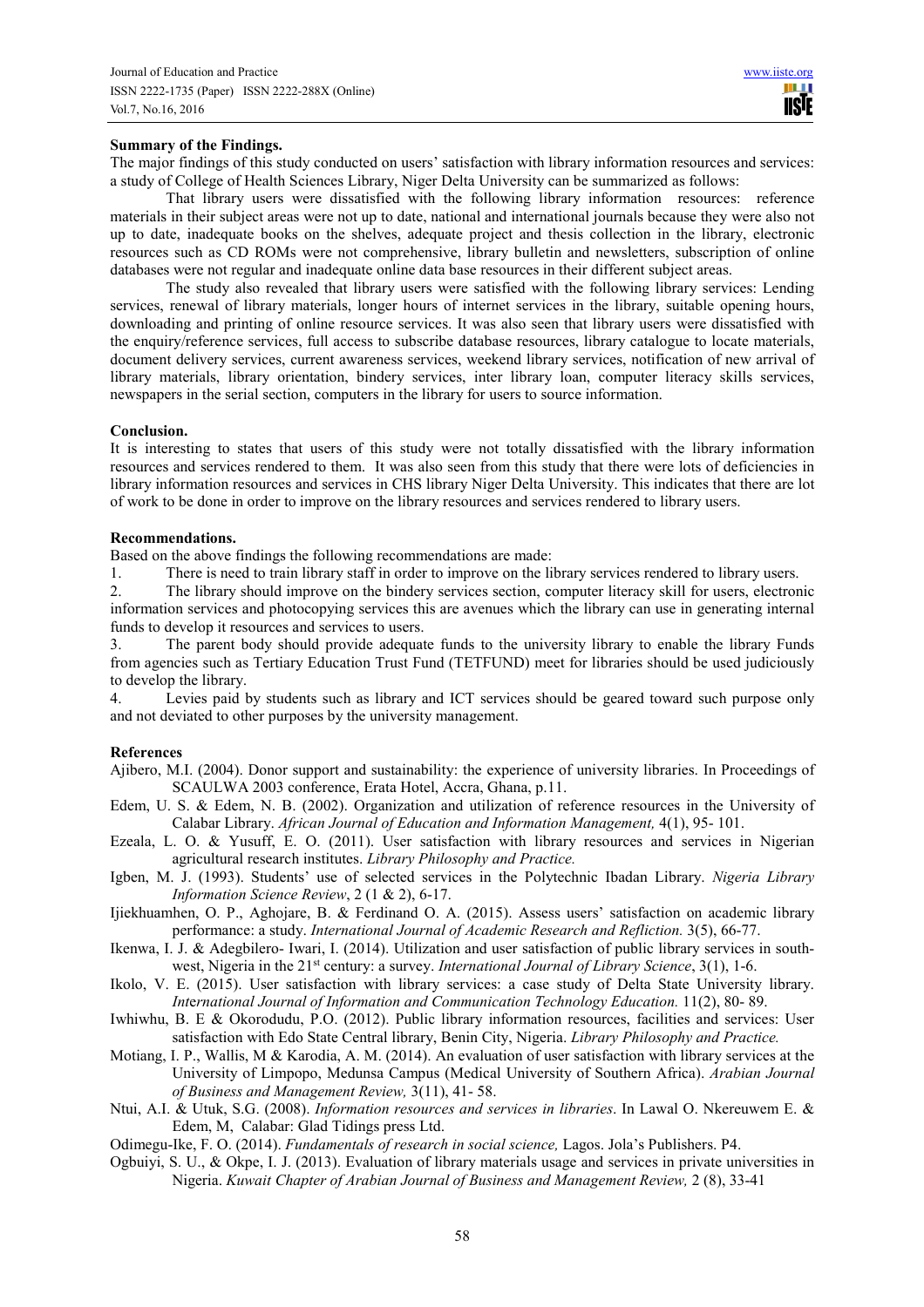**Summary of the Findings.**

The major findings of this study conducted on users' satisfaction with library information resources and services: a study of College of Health Sciences Library, Niger Delta University can be summarized as follows:

That library users were dissatisfied with the following library information resources: reference materials in their subject areas were not up to date, national and international journals because they were also not up to date, inadequate books on the shelves, adequate project and thesis collection in the library, electronic resources such as CD ROMs were not comprehensive, library bulletin and newsletters, subscription of online databases were not regular and inadequate online data base resources in their different subject areas.

The study also revealed that library users were satisfied with the following library services: Lending services, renewal of library materials, longer hours of internet services in the library, suitable opening hours, downloading and printing of online resource services. It was also seen that library users were dissatisfied with the enquiry/reference services, full access to subscribe database resources, library catalogue to locate materials, document delivery services, current awareness services, weekend library services, notification of new arrival of library materials, library orientation, bindery services, inter library loan, computer literacy skills services, newspapers in the serial section, computers in the library for users to source information.

**Conclusion.**

It is interesting to states that users of this study were not totally dissatisfied with the library information resources and services rendered to them. It was also seen from this study that there were lots of deficiencies in library information resources and services in CHS library Niger Delta University. This indicates that there are lot of work to be done in order to improve on the library resources and services rendered to library users.

**Recommendations.**

Based on the above findings the following recommendations are made:

1. There is need to train library staff in order to improve on the library services rendered to library users.
2. The library should improve on the bindery services section, computer literacy skill for users, electronic information services and photocopying services this are avenues which the library can use in generating internal funds to develop it resources and services to users.
3. The parent body should provide adequate funds to the university library to enable the library Funds from agencies such as Tertiary Education Trust Fund (TETFUND) meet for libraries should be used judiciously to develop the library.
4. Levies paid by students such as library and ICT services should be geared toward such purpose only and not deviated to other purposes by the university management.

**References**

Ajibero, M.I. (2004). Donor support and sustainability: the experience of university libraries. In Proceedings of SCAULWA 2003 conference, Erata Hotel, Accra, Ghana, p.11.

Edem, U. S. & Edem, N. B. (2002). Organization and utilization of reference resources in the University of Calabar Library. *African Journal of Education and Information Management,* 4(1), 95- 101.

Ezeala, L. O. & Yusuff, E. O. (2011). User satisfaction with library resources and services in Nigerian agricultural research institutes. *Library Philosophy and Practice.*

Igben, M. J. (1993). Students' use of selected services in the Polytechnic Ibadan Library. *Nigeria Library Information Science Review*, 2 (1 & 2), 6-17.

Ijiekhuamhen, O. P., Aghojare, B. & Ferdinand O. A. (2015). Assess users' satisfaction on academic library performance: a study. *International Journal of Academic Research and Refliction.* 3(5), 66-77.

Ikenwa, I. J. & Adegbilero- Iwari, I. (2014). Utilization and user satisfaction of public library services in south-west, Nigeria in the 21st century: a survey. *International Journal of Library Science*, 3(1), 1-6.

Ikolo, V. E. (2015). User satisfaction with library services: a case study of Delta State University library. *International Journal of Information and Communication Technology Education.* 11(2), 80- 89.

Iwhiwhu, B. E & Okorodudu, P.O. (2012). Public library information resources, facilities and services: User satisfaction with Edo State Central library, Benin City, Nigeria. *Library Philosophy and Practice.*

Motiang, I. P., Wallis, M & Karodia, A. M. (2014). An evaluation of user satisfaction with library services at the University of Limpopo, Medunsa Campus (Medical University of Southern Africa). *Arabian Journal of Business and Management Review,* 3(11), 41- 58.

Ntui, A.I. & Utuk, S.G. (2008). *Information resources and services in libraries*. In Lawal O. Nkereuwem E. & Edem, M, Calabar: Glad Tidings press Ltd.

Odimegu-Ike, F. O. (2014). *Fundamentals of research in social science,* Lagos. Jola's Publishers. P4.

Ogbuiyi, S. U., & Okpe, I. J. (2013). Evaluation of library materials usage and services in private universities in Nigeria. *Kuwait Chapter of Arabian Journal of Business and Management Review,* 2 (8), 33-41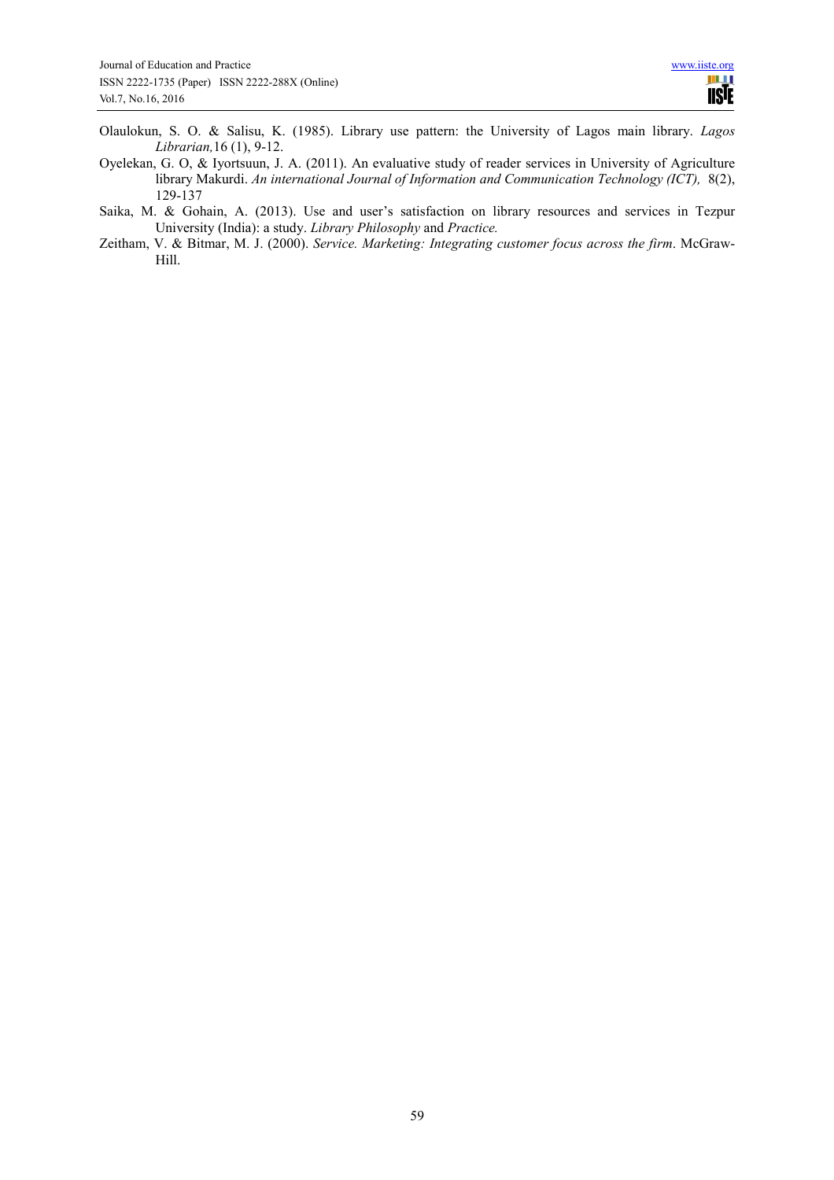Olaulokun, S. O. & Salisu, K. (1985). Library use pattern: the University of Lagos main library. *Lagos Librarian,*16 (1), 9-12.

Oyelekan, G. O, & Iyortsuun, J. A. (2011). An evaluative study of reader services in University of Agriculture library Makurdi. *An international Journal of Information and Communication Technology (ICT),* 8(2), 129-137

Saika, M. & Gohain, A. (2013). Use and user's satisfaction on library resources and services in Tezpur University (India): a study. *Library Philosophy* and *Practice.*

Zeitham, V. & Bitmar, M. J. (2000). *Service. Marketing: Integrating customer focus across the firm*. McGraw-Hill.